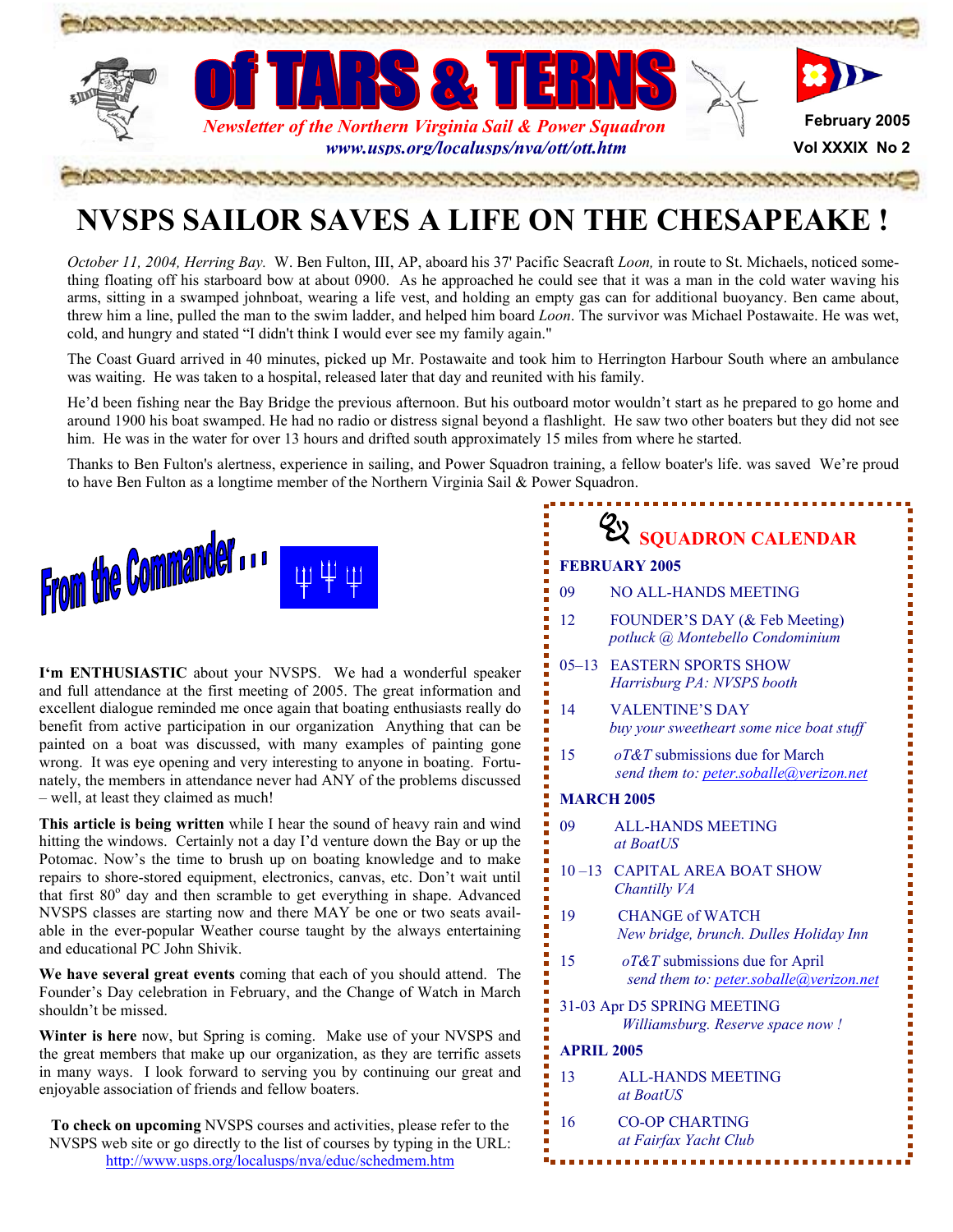# of TARS & TERNS

*Newsletter of the Northern Virginia Sail & Power Squadron*

*www.usps.org/localusps/nva/ott/ott.htm*

**February 2005**

**Vol XXXIX No 2**

# NVSPS SAILOR SAVES A LIFE ON THE CHESAPEAKE !

*October 11, 2004, Herring Bay.* W. Ben Fulton, III, AP, aboard his 37' Pacific Seacraft *Loon,* in route to St. Michaels, noticed something floating off his starboard bow at about 0900. As he approached he could see that it was a man in the cold water waving his arms, sitting in a swamped johnboat, wearing a life vest, and holding an empty gas can for additional buoyancy. Ben came about, threw him a line, pulled the man to the swim ladder, and helped him board *Loon*. The survivor was Michael Postawaite. He was wet, cold, and hungry and stated "I didn't think I would ever see my family again."

The Coast Guard arrived in 40 minutes, picked up Mr. Postawaite and took him to Herrington Harbour South where an ambulance was waiting. He was taken to a hospital, released later that day and reunited with his family.

He'd been fishing near the Bay Bridge the previous afternoon. But his outboard motor wouldn't start as he prepared to go home and around 1900 his boat swamped. He had no radio or distress signal beyond a flashlight. He saw two other boaters but they did not see him. He was in the water for over 13 hours and drifted south approximately 15 miles from where he started.

Thanks to Ben Fulton's alertness, experience in sailing, and Power Squadron training, a fellow boater's life. was saved We're proud to have Ben Fulton as a longtime member of the Northern Virginia Sail & Power Squadron.

## From the Commander . . .

**I'm ENTHUSIASTIC** about your NVSPS. We had a wonderful speaker and full attendance at the first meeting of 2005. The great information and excellent dialogue reminded me once again that boating enthusiasts really do benefit from active participation in our organization Anything that can be painted on a boat was discussed, with many examples of painting gone wrong. It was eye opening and very interesting to anyone in boating. Fortunately, the members in attendance never had ANY of the problems discussed – well, at least they claimed as much!

**This article is being written** while I hear the sound of heavy rain and wind hitting the windows. Certainly not a day I'd venture down the Bay or up the Potomac. Now's the time to brush up on boating knowledge and to make repairs to shore-stored equipment, electronics, canvas, etc. Don't wait until that first 80° day and then scramble to get everything in shape. Advanced NVSPS classes are starting now and there MAY be one or two seats available in the ever-popular Weather course taught by the always entertaining and educational PC John Shivik.

**We have several great events** coming that each of you should attend. The Founder's Day celebration in February, and the Change of Watch in March shouldn't be missed.

**Winter is here** now, but Spring is coming. Make use of your NVSPS and the great members that make up our organization, as they are terrific assets in many ways. I look forward to serving you by continuing our great and enjoyable association of friends and fellow boaters.

**To check on upcoming** NVSPS courses and activities, please refer to the NVSPS web site or go directly to the list of courses by typing in the URL: http://www.usps.org/localusps/nva/educ/schedmem.htm

## SQUADRON CALENDAR

**FEBRUARY 2005**

- 09 — NO ALL-HANDS MEETING
- 12 — FOUNDER'S DAY (& Feb Meeting) *potluck @ Montebello Condominium*
- 05–13 — EASTERN SPORTS SHOW *Harrisburg PA: NVSPS booth*
- 14 — VALENTINE'S DAY *buy your sweetheart some nice boat stuff*
- 15 — *oT&T* submissions due for March *send them to: peter.soballe@verizon.net*

**MARCH 2005**

- 09 — ALL-HANDS MEETING *at BoatUS*
- 10 –13 — CAPITAL AREA BOAT SHOW *Chantilly VA*
- 19 — CHANGE of WATCH *New bridge, brunch. Dulles Holiday Inn*
- 15 — *oT&T* submissions due for April *send them to: peter.soballe@verizon.net*
- 31-03 Apr — D5 SPRING MEETING *Williamsburg. Reserve space now !*

**APRIL 2005**

- 13 — ALL-HANDS MEETING *at BoatUS*
- 16 — CO-OP CHARTING *at Fairfax Yacht Club*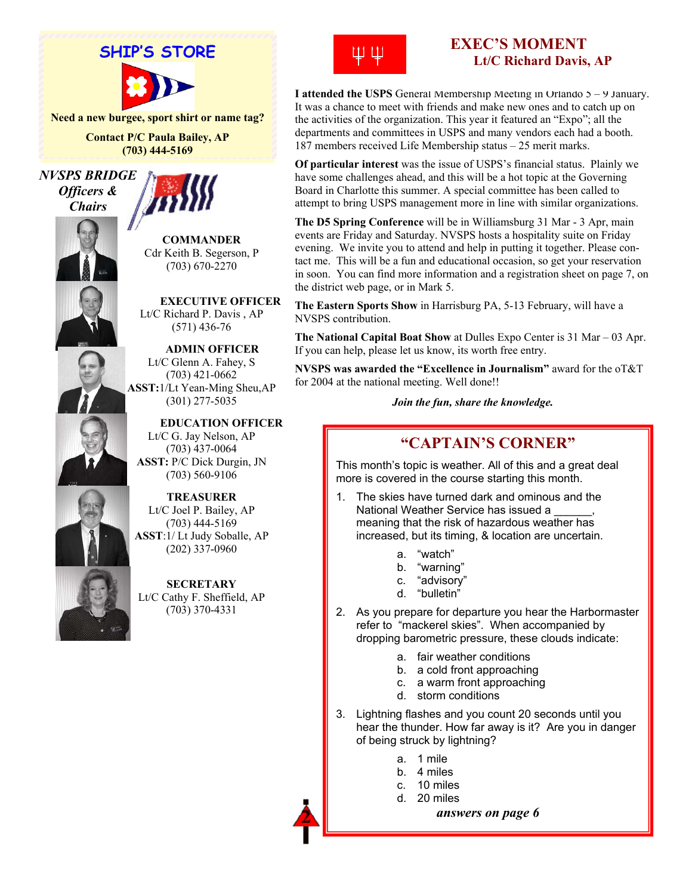## SHIP'S STORE

Need a new burgee, sport shirt or name tag?

Contact P/C Paula Bailey, AP
(703) 444-5169

## *NVSPS BRIDGE Officers & Chairs*

**COMMANDER**
Cdr Keith B. Segerson, P
(703) 670-2270

**EXECUTIVE OFFICER**
Lt/C Richard P. Davis , AP
(571) 436-76

**ADMIN OFFICER**
Lt/C Glenn A. Fahey, S
(703) 421-0662
**ASST:**1/Lt Yean-Ming Sheu,AP
(301) 277-5035

**EDUCATION OFFICER**
Lt/C G. Jay Nelson, AP
(703) 437-0064
**ASST:** P/C Dick Durgin, JN
(703) 560-9106

**TREASURER**
Lt/C Joel P. Bailey, AP
(703) 444-5169
**ASST**:1/ Lt Judy Soballe, AP
(202) 337-0960

**SECRETARY**
Lt/C Cathy F. Sheffield, AP
(703) 370-4331

## EXEC'S MOMENT
### Lt/C Richard Davis, AP

**I attended the USPS** General Membership Meeting in Orlando 5 – 9 January. It was a chance to meet with friends and make new ones and to catch up on the activities of the organization. This year it featured an "Expo"; all the departments and committees in USPS and many vendors each had a booth. 187 members received Life Membership status – 25 merit marks.

**Of particular interest** was the issue of USPS's financial status. Plainly we have some challenges ahead, and this will be a hot topic at the Governing Board in Charlotte this summer. A special committee has been called to attempt to bring USPS management more in line with similar organizations.

**The D5 Spring Conference** will be in Williamsburg 31 Mar - 3 Apr, main events are Friday and Saturday. NVSPS hosts a hospitality suite on Friday evening. We invite you to attend and help in putting it together. Please contact me. This will be a fun and educational occasion, so get your reservation in soon. You can find more information and a registration sheet on page 7, on the district web page, or in Mark 5.

**The Eastern Sports Show** in Harrisburg PA, 5-13 February, will have a NVSPS contribution.

**The National Capital Boat Show** at Dulles Expo Center is 31 Mar – 03 Apr. If you can help, please let us know, its worth free entry.

**NVSPS was awarded the "Excellence in Journalism"** award for the oT&T for 2004 at the national meeting. Well done!!

***Join the fun, share the knowledge.***

## "CAPTAIN'S CORNER"

This month's topic is weather. All of this and a great deal more is covered in the course starting this month.

1. The skies have turned dark and ominous and the National Weather Service has issued a ______, meaning that the risk of hazardous weather has increased, but its timing, & location are uncertain.
   a. "watch"
   b. "warning"
   c. "advisory"
   d. "bulletin"
2. As you prepare for departure you hear the Harbormaster refer to "mackerel skies". When accompanied by dropping barometric pressure, these clouds indicate:
   a. fair weather conditions
   b. a cold front approaching
   c. a warm front approaching
   d. storm conditions
3. Lightning flashes and you count 20 seconds until you hear the thunder. How far away is it? Are you in danger of being struck by lightning?
   a. 1 mile
   b. 4 miles
   c. 10 miles
   d. 20 miles

***answers on page 6***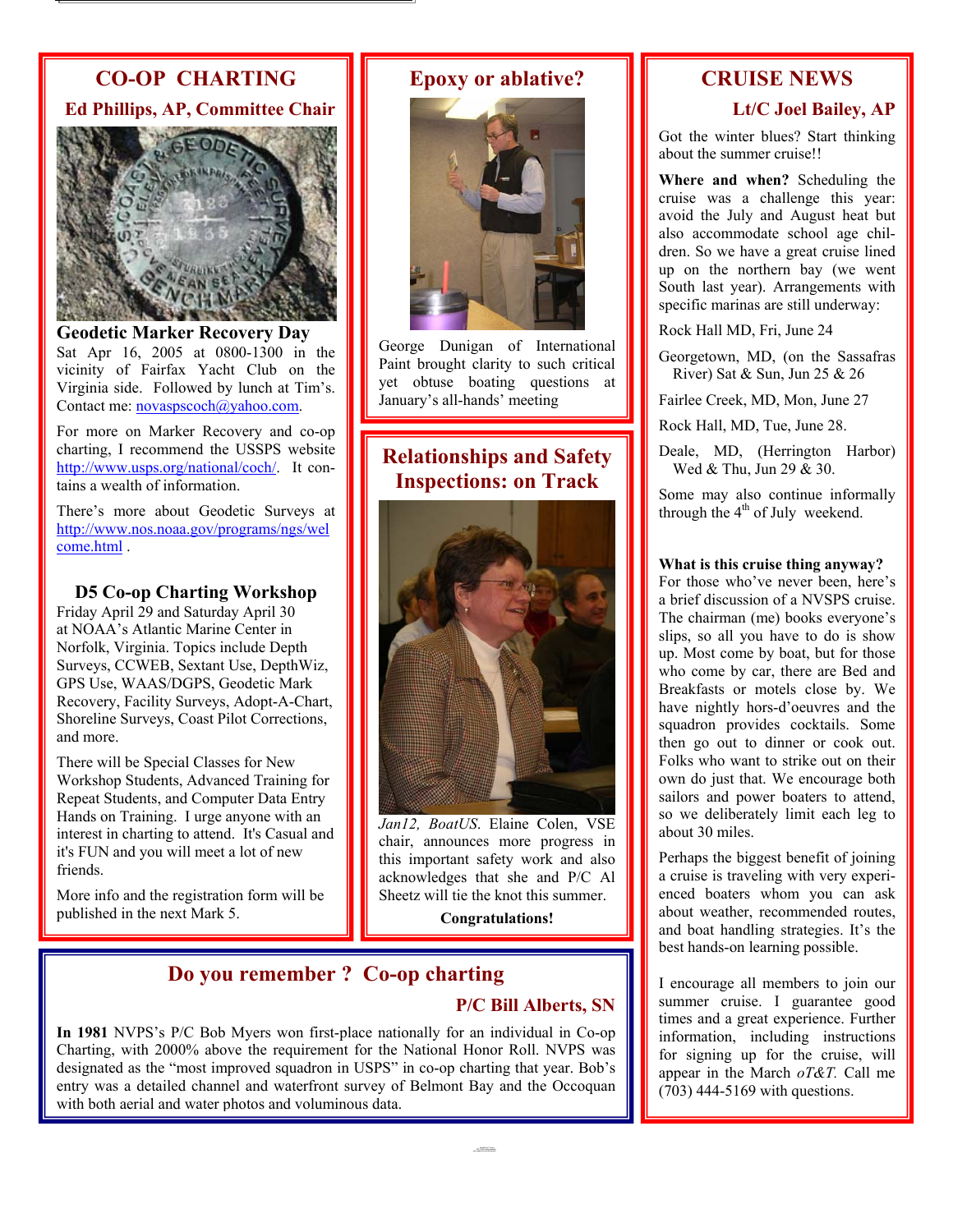## CO-OP CHARTING

### Ed Phillips, AP, Committee Chair

**Geodetic Marker Recovery Day**
Sat Apr 16, 2005 at 0800-1300 in the vicinity of Fairfax Yacht Club on the Virginia side. Followed by lunch at Tim's. Contact me: novaspscoch@yahoo.com.

For more on Marker Recovery and co-op charting, I recommend the USSPS website http://www.usps.org/national/coch/. It contains a wealth of information.

There's more about Geodetic Surveys at http://www.nos.noaa.gov/programs/ngs/welcome.html .

**D5 Co-op Charting Workshop**
Friday April 29 and Saturday April 30 at NOAA's Atlantic Marine Center in Norfolk, Virginia. Topics include Depth Surveys, CCWEB, Sextant Use, DepthWiz, GPS Use, WAAS/DGPS, Geodetic Mark Recovery, Facility Surveys, Adopt-A-Chart, Shoreline Surveys, Coast Pilot Corrections, and more.

There will be Special Classes for New Workshop Students, Advanced Training for Repeat Students, and Computer Data Entry Hands on Training. I urge anyone with an interest in charting to attend. It's Casual and it's FUN and you will meet a lot of new friends.

More info and the registration form will be published in the next Mark 5.

## Epoxy or ablative?

George Dunigan of International Paint brought clarity to such critical yet obtuse boating questions at January's all-hands' meeting

## Relationships and Safety Inspections: on Track

*Jan12, BoatUS.* Elaine Colen, VSE chair, announces more progress in this important safety work and also acknowledges that she and P/C Al Sheetz will tie the knot this summer.

**Congratulations!**

## Do you remember ? Co-op charting

### P/C Bill Alberts, SN

**In 1981** NVPS's P/C Bob Myers won first-place nationally for an individual in Co-op Charting, with 2000% above the requirement for the National Honor Roll. NVPS was designated as the "most improved squadron in USPS" in co-op charting that year. Bob's entry was a detailed channel and waterfront survey of Belmont Bay and the Occoquan with both aerial and water photos and voluminous data.

## CRUISE NEWS

### Lt/C Joel Bailey, AP

Got the winter blues? Start thinking about the summer cruise!!

**Where and when?** Scheduling the cruise was a challenge this year: avoid the July and August heat but also accommodate school age children. So we have a great cruise lined up on the northern bay (we went South last year). Arrangements with specific marinas are still underway:

Rock Hall MD, Fri, June 24

Georgetown, MD, (on the Sassafras River) Sat & Sun, Jun 25 & 26

Fairlee Creek, MD, Mon, June 27

Rock Hall, MD, Tue, June 28.

Deale, MD, (Herrington Harbor) Wed & Thu, Jun 29 & 30.

Some may also continue informally through the 4th of July weekend.

**What is this cruise thing anyway?** For those who've never been, here's a brief discussion of a NVSPS cruise. The chairman (me) books everyone's slips, so all you have to do is show up. Most come by boat, but for those who come by car, there are Bed and Breakfasts or motels close by. We have nightly hors-d'oeuvres and the squadron provides cocktails. Some then go out to dinner or cook out. Folks who want to strike out on their own do just that. We encourage both sailors and power boaters to attend, so we deliberately limit each leg to about 30 miles.

Perhaps the biggest benefit of joining a cruise is traveling with very experienced boaters whom you can ask about weather, recommended routes, and boat handling strategies. It's the best hands-on learning possible.

I encourage all members to join our summer cruise. I guarantee good times and a great experience. Further information, including instructions for signing up for the cruise, will appear in the March *oT&T.* Call me (703) 444-5169 with questions.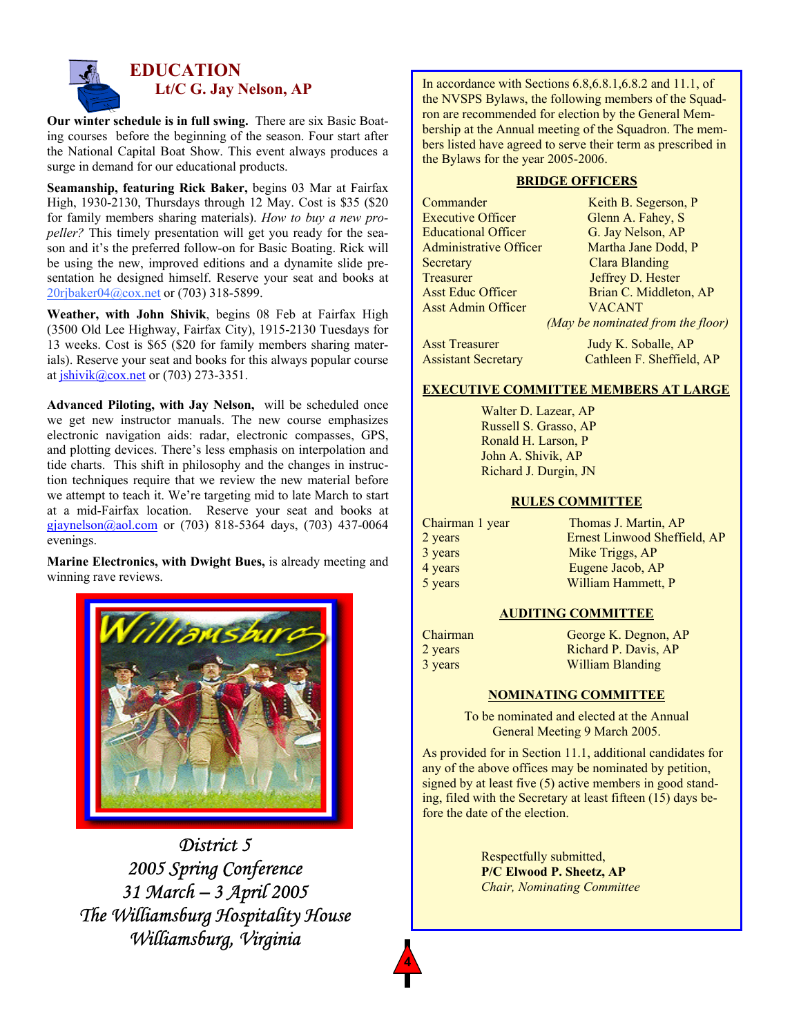## EDUCATION

### Lt/C G. Jay Nelson, AP

**Our winter schedule is in full swing.** There are six Basic Boating courses before the beginning of the season. Four start after the National Capital Boat Show. This event always produces a surge in demand for our educational products.

**Seamanship, featuring Rick Baker,** begins 03 Mar at Fairfax High, 1930-2130, Thursdays through 12 May. Cost is $35 ($20 for family members sharing materials). *How to buy a new propeller?* This timely presentation will get you ready for the season and it's the preferred follow-on for Basic Boating. Rick will be using the new, improved editions and a dynamite slide presentation he designed himself. Reserve your seat and books at 20rjbaker04@cox.net or (703) 318-5899.

**Weather, with John Shivik**, begins 08 Feb at Fairfax High (3500 Old Lee Highway, Fairfax City), 1915-2130 Tuesdays for 13 weeks. Cost is $65 ($20 for family members sharing materials). Reserve your seat and books for this always popular course at jshivik@cox.net or (703) 273-3351.

**Advanced Piloting, with Jay Nelson,** will be scheduled once we get new instructor manuals. The new course emphasizes electronic navigation aids: radar, electronic compasses, GPS, and plotting devices. There's less emphasis on interpolation and tide charts. This shift in philosophy and the changes in instruction techniques require that we review the new material before we attempt to teach it. We're targeting mid to late March to start at a mid-Fairfax location. Reserve your seat and books at gjaynelson@aol.com or (703) 818-5364 days, (703) 437-0064 evenings.

**Marine Electronics, with Dwight Bues,** is already meeting and winning rave reviews.

*District 5*
*2005 Spring Conference*
*31 March – 3 April 2005*
*The Williamsburg Hospitality House*
*Williamsburg, Virginia*

---

In accordance with Sections 6.8,6.8.1,6.8.2 and 11.1, of the NVSPS Bylaws, the following members of the Squadron are recommended for election by the General Membership at the Annual meeting of the Squadron. The members listed have agreed to serve their term as prescribed in the Bylaws for the year 2005-2006.

**BRIDGE OFFICERS**

| | |
|---|---|
| Commander | Keith B. Segerson, P |
| Executive Officer | Glenn A. Fahey, S |
| Educational Officer | G. Jay Nelson, AP |
| Administrative Officer | Martha Jane Dodd, P |
| Secretary | Clara Blanding |
| Treasurer | Jeffrey D. Hester |
| Asst Educ Officer | Brian C. Middleton, AP |
| Asst Admin Officer | VACANT *(May be nominated from the floor)* |
| Asst Treasurer | Judy K. Soballe, AP |
| Assistant Secretary | Cathleen F. Sheffield, AP |

**EXECUTIVE COMMITTEE MEMBERS AT LARGE**

Walter D. Lazear, AP
Russell S. Grasso, AP
Ronald H. Larson, P
John A. Shivik, AP
Richard J. Durgin, JN

**RULES COMMITTEE**

| | |
|---|---|
| Chairman 1 year | Thomas J. Martin, AP |
| 2 years | Ernest Linwood Sheffield, AP |
| 3 years | Mike Triggs, AP |
| 4 years | Eugene Jacob, AP |
| 5 years | William Hammett, P |

**AUDITING COMMITTEE**

| | |
|---|---|
| Chairman | George K. Degnon, AP |
| 2 years | Richard P. Davis, AP |
| 3 years | William Blanding |

**NOMINATING COMMITTEE**

To be nominated and elected at the Annual General Meeting 9 March 2005.

As provided for in Section 11.1, additional candidates for any of the above offices may be nominated by petition, signed by at least five (5) active members in good standing, filed with the Secretary at least fifteen (15) days before the date of the election.

Respectfully submitted,
**P/C Elwood P. Sheetz, AP**
*Chair, Nominating Committee*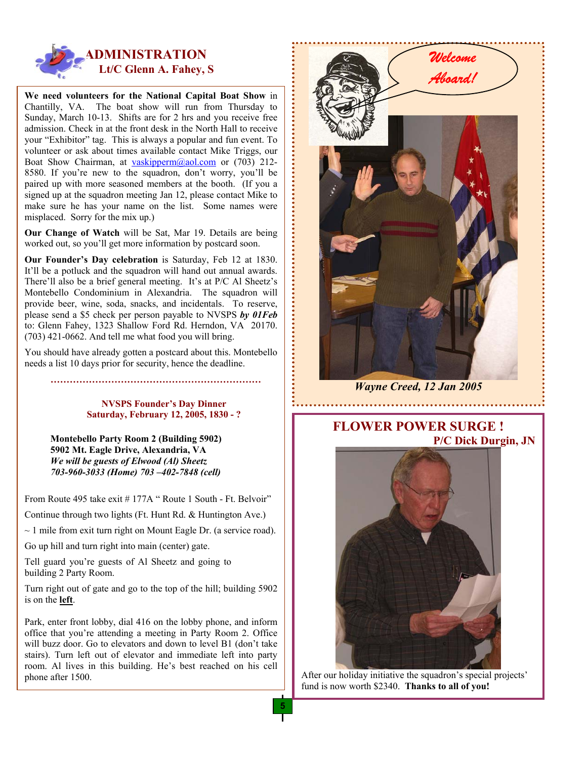## ADMINISTRATION
### Lt/C Glenn A. Fahey, S

**We need volunteers for the National Capital Boat Show** in Chantilly, VA. The boat show will run from Thursday to Sunday, March 10-13. Shifts are for 2 hrs and you receive free admission. Check in at the front desk in the North Hall to receive your "Exhibitor" tag. This is always a popular and fun event. To volunteer or ask about times available contact Mike Triggs, our Boat Show Chairman, at vaskipperm@aol.com or (703) 212-8580. If you're new to the squadron, don't worry, you'll be paired up with more seasoned members at the booth. (If you a signed up at the squadron meeting Jan 12, please contact Mike to make sure he has your name on the list. Some names were misplaced. Sorry for the mix up.)

**Our Change of Watch** will be Sat, Mar 19. Details are being worked out, so you'll get more information by postcard soon.

**Our Founder's Day celebration** is Saturday, Feb 12 at 1830. It'll be a potluck and the squadron will hand out annual awards. There'll also be a brief general meeting. It's at P/C Al Sheetz's Montebello Condominium in Alexandria. The squadron will provide beer, wine, soda, snacks, and incidentals. To reserve, please send a $5 check per person payable to NVSPS ***by 01Feb*** to: Glenn Fahey, 1323 Shallow Ford Rd. Herndon, VA 20170. (703) 421-0662. And tell me what food you will bring.

You should have already gotten a postcard about this. Montebello needs a list 10 days prior for security, hence the deadline.

**NVSPS Founder's Day Dinner**
**Saturday, February 12, 2005, 1830 - ?**

**Montebello Party Room 2 (Building 5902)**
**5902 Mt. Eagle Drive, Alexandria, VA**
***We will be guests of Elwood (Al) Sheetz***
***703-960-3033 (Home) 703 –402-7848 (cell)***

From Route 495 take exit # 177A " Route 1 South - Ft. Belvoir"

Continue through two lights (Ft. Hunt Rd. & Huntington Ave.)

~ 1 mile from exit turn right on Mount Eagle Dr. (a service road).

Go up hill and turn right into main (center) gate.

Tell guard you're guests of Al Sheetz and going to building 2 Party Room.

Turn right out of gate and go to the top of the hill; building 5902 is on the **left**.

Park, enter front lobby, dial 416 on the lobby phone, and inform office that you're attending a meeting in Party Room 2. Office will buzz door. Go to elevators and down to level B1 (don't take stairs). Turn left out of elevator and immediate left into party room. Al lives in this building. He's best reached on his cell phone after 1500.

*Welcome Aboard!*

***Wayne Creed, 12 Jan 2005***

## FLOWER POWER SURGE !
### P/C Dick Durgin, JN

After our holiday initiative the squadron's special projects' fund is now worth $2340. **Thanks to all of you!**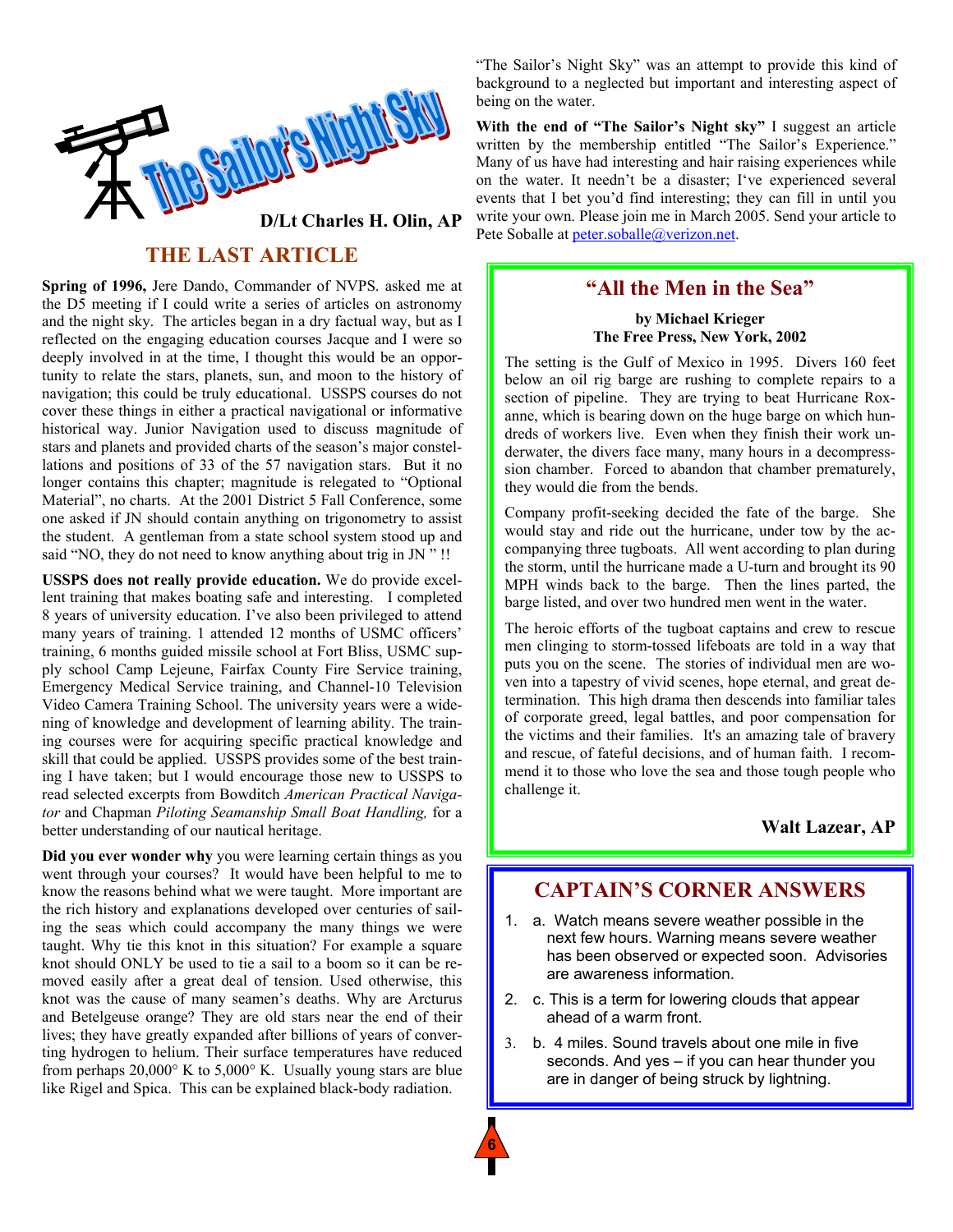# The Sailor's Night Sky

**D/Lt Charles H. Olin, AP**

## THE LAST ARTICLE

**Spring of 1996,** Jere Dando, Commander of NVPS. asked me at the D5 meeting if I could write a series of articles on astronomy and the night sky. The articles began in a dry factual way, but as I reflected on the engaging education courses Jacque and I were so deeply involved in at the time, I thought this would be an opportunity to relate the stars, planets, sun, and moon to the history of navigation; this could be truly educational. USSPS courses do not cover these things in either a practical navigational or informative historical way. Junior Navigation used to discuss magnitude of stars and planets and provided charts of the season's major constellations and positions of 33 of the 57 navigation stars. But it no longer contains this chapter; magnitude is relegated to "Optional Material", no charts. At the 2001 District 5 Fall Conference, some one asked if JN should contain anything on trigonometry to assist the student. A gentleman from a state school system stood up and said "NO, they do not need to know anything about trig in JN " !!

**USSPS does not really provide education.** We do provide excellent training that makes boating safe and interesting. I completed 8 years of university education. I've also been privileged to attend many years of training. 1 attended 12 months of USMC officers' training, 6 months guided missile school at Fort Bliss, USMC supply school Camp Lejeune, Fairfax County Fire Service training, Emergency Medical Service training, and Channel-10 Television Video Camera Training School. The university years were a widening of knowledge and development of learning ability. The training courses were for acquiring specific practical knowledge and skill that could be applied. USSPS provides some of the best training I have taken; but I would encourage those new to USSPS to read selected excerpts from Bowditch *American Practical Navigator* and Chapman *Piloting Seamanship Small Boat Handling,* for a better understanding of our nautical heritage.

**Did you ever wonder why** you were learning certain things as you went through your courses? It would have been helpful to me to know the reasons behind what we were taught. More important are the rich history and explanations developed over centuries of sailing the seas which could accompany the many things we were taught. Why tie this knot in this situation? For example a square knot should ONLY be used to tie a sail to a boom so it can be removed easily after a great deal of tension. Used otherwise, this knot was the cause of many seamen's deaths. Why are Arcturus and Betelgeuse orange? They are old stars near the end of their lives; they have greatly expanded after billions of years of converting hydrogen to helium. Their surface temperatures have reduced from perhaps 20,000° K to 5,000° K. Usually young stars are blue like Rigel and Spica. This can be explained black-body radiation.

"The Sailor's Night Sky" was an attempt to provide this kind of background to a neglected but important and interesting aspect of being on the water.

**With the end of "The Sailor's Night sky"** I suggest an article written by the membership entitled "The Sailor's Experience." Many of us have had interesting and hair raising experiences while on the water. It needn't be a disaster; I've experienced several events that I bet you'd find interesting; they can fill in until you write your own. Please join me in March 2005. Send your article to Pete Soballe at peter.soballe@verizon.net.

## "All the Men in the Sea"

**by Michael Krieger**
**The Free Press, New York, 2002**

The setting is the Gulf of Mexico in 1995. Divers 160 feet below an oil rig barge are rushing to complete repairs to a section of pipeline. They are trying to beat Hurricane Roxanne, which is bearing down on the huge barge on which hundreds of workers live. Even when they finish their work underwater, the divers face many, many hours in a decompression chamber. Forced to abandon that chamber prematurely, they would die from the bends.

Company profit-seeking decided the fate of the barge. She would stay and ride out the hurricane, under tow by the accompanying three tugboats. All went according to plan during the storm, until the hurricane made a U-turn and brought its 90 MPH winds back to the barge. Then the lines parted, the barge listed, and over two hundred men went in the water.

The heroic efforts of the tugboat captains and crew to rescue men clinging to storm-tossed lifeboats are told in a way that puts you on the scene. The stories of individual men are woven into a tapestry of vivid scenes, hope eternal, and great determination. This high drama then descends into familiar tales of corporate greed, legal battles, and poor compensation for the victims and their families. It's an amazing tale of bravery and rescue, of fateful decisions, and of human faith. I recommend it to those who love the sea and those tough people who challenge it.

**Walt Lazear, AP**

## CAPTAIN'S CORNER ANSWERS

1. a. Watch means severe weather possible in the next few hours. Warning means severe weather has been observed or expected soon. Advisories are awareness information.
2. c. This is a term for lowering clouds that appear ahead of a warm front.
3. b. 4 miles. Sound travels about one mile in five seconds. And yes – if you can hear thunder you are in danger of being struck by lightning.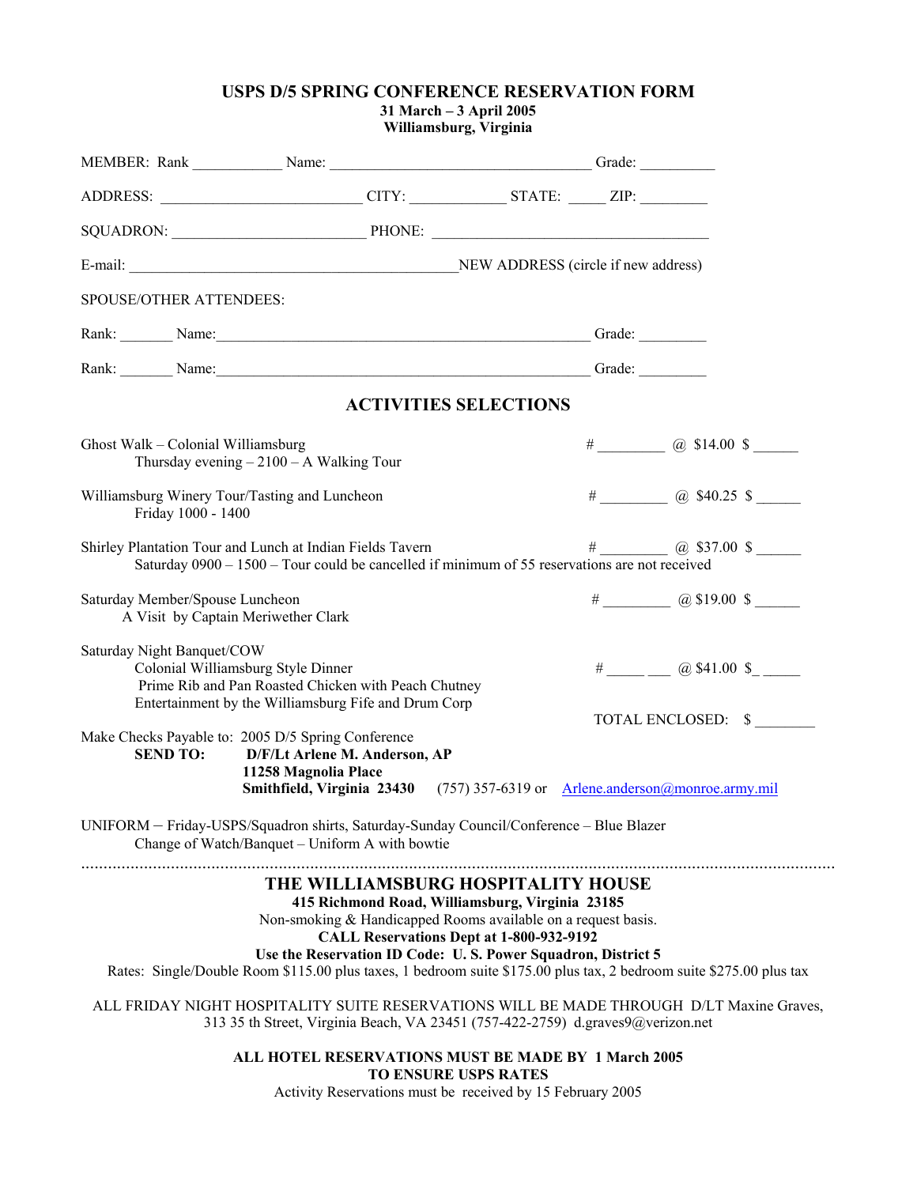# USPS D/5 SPRING CONFERENCE RESERVATION FORM

**31 March – 3 April 2005**
**Williamsburg, Virginia**

MEMBER: Rank ____________ Name: ___________________________________ Grade: __________

ADDRESS: __________________________ CITY: _____________ STATE: _____ ZIP: _________

SQUADRON: _________________________ PHONE: ____________________________________

E-mail: ___________________________________________ NEW ADDRESS (circle if new address)

SPOUSE/OTHER ATTENDEES:

Rank: _______ Name: _________________________________________________ Grade: _________

Rank: _______ Name: _________________________________________________ Grade: _________

## ACTIVITIES SELECTIONS

Ghost Walk – Colonial Williamsburg
Thursday evening – 2100 – A Walking Tour — # _________ @ $14.00 $ ______

Williamsburg Winery Tour/Tasting and Luncheon
Friday 1000 - 1400 — # _________ @ $40.25 $ ______

Shirley Plantation Tour and Lunch at Indian Fields Tavern — # _________ @ $37.00 $ ______
Saturday 0900 – 1500 – Tour could be cancelled if minimum of 55 reservations are not received

Saturday Member/Spouse Luncheon
A Visit by Captain Meriwether Clark — # _________ @ $19.00 $ ______

Saturday Night Banquet/COW
Colonial Williamsburg Style Dinner — # _____ ___ @ $41.00 $_ _____
Prime Rib and Pan Roasted Chicken with Peach Chutney
Entertainment by the Williamsburg Fife and Drum Corp

TOTAL ENCLOSED: $ ________

Make Checks Payable to: 2005 D/5 Spring Conference

**SEND TO:** **D/F/Lt Arlene M. Anderson, AP**
**11258 Magnolia Place**
**Smithfield, Virginia 23430** (757) 357-6319 or Arlene.anderson@monroe.army.mil

UNIFORM – Friday-USPS/Squadron shirts, Saturday-Sunday Council/Conference – Blue Blazer
Change of Watch/Banquet – Uniform A with bowtie

## THE WILLIAMSBURG HOSPITALITY HOUSE

**415 Richmond Road, Williamsburg, Virginia 23185**

Non-smoking & Handicapped Rooms available on a request basis.

**CALL Reservations Dept at 1-800-932-9192**

**Use the Reservation ID Code: U. S. Power Squadron, District 5**

Rates: Single/Double Room $115.00 plus taxes, 1 bedroom suite $175.00 plus tax, 2 bedroom suite $275.00 plus tax

ALL FRIDAY NIGHT HOSPITALITY SUITE RESERVATIONS WILL BE MADE THROUGH D/LT Maxine Graves, 313 35 th Street, Virginia Beach, VA 23451 (757-422-2759) d.graves9@verizon.net

**ALL HOTEL RESERVATIONS MUST BE MADE BY 1 March 2005**
**TO ENSURE USPS RATES**

Activity Reservations must be received by 15 February 2005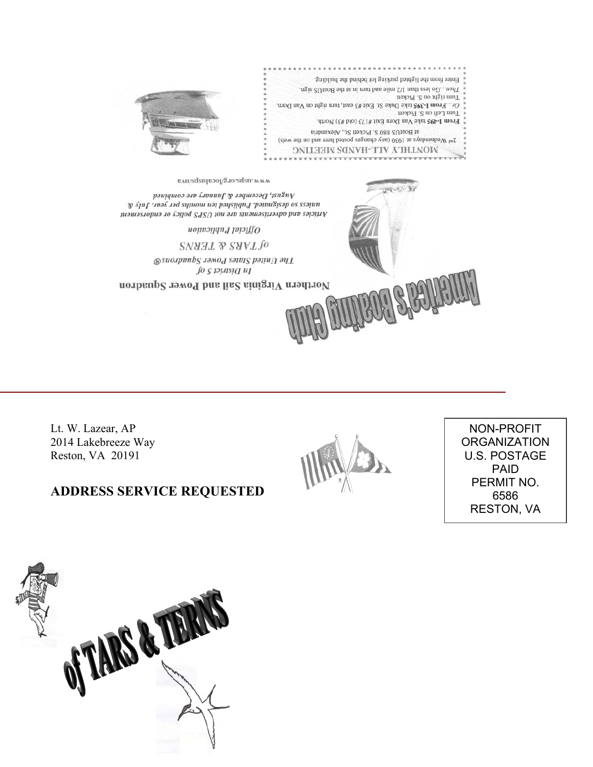America's Boating Club

**Northern Virginia Sail and Power Squadron**

*In District 5 of*

*The United States Power Squadrons®*

*of TARS & TERNS*

*Official Publication*

*Articles and advertisements are not USPS policy or endorsement unless so designated. Published ten months per year. July & August, December & January are combined*

www.usps.org/localusps/nva

MONTHLY ALL-HANDS MEETING

2nd Wednesdays at 1930 (any changes posted here and on the web)
at BoatUS 880 S. Pickett St., Alexandria

**From I-495** take Van Dorn Exit #173 (old #3) North.
Turn Left on S. Pickett
Or…**From I-395** take Duke St. Exit #3 east, turn right on Van Dorn.
Turn right on S. Pickett
*Then*…Go less than 1/2 mile and turn in at the BoatUS sign.
Enter from the lighted parking lot behind the building.

Lt. W. Lazear, AP
2014 Lakebreeze Way
Reston, VA 20191

**ADDRESS SERVICE REQUESTED**

NON-PROFIT
ORGANIZATION
U.S. POSTAGE
PAID
PERMIT NO.
6586
RESTON, VA

of TARS & TERNS